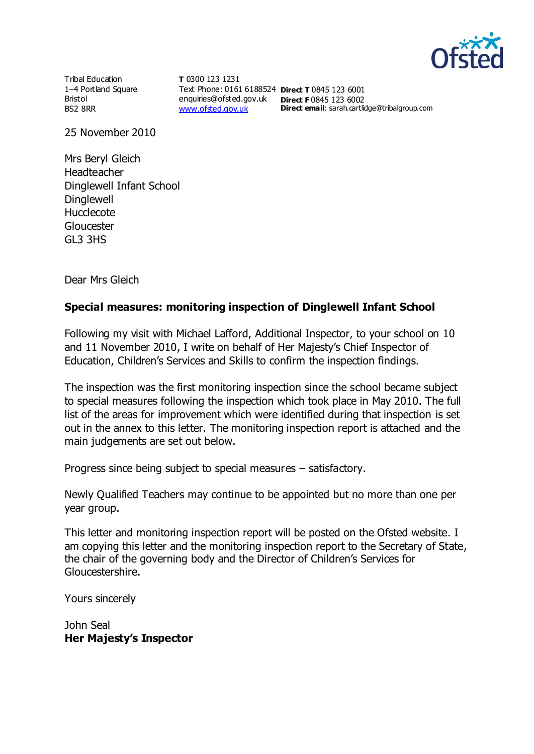Tribal Education
1–4 Portland Square
Bristol
BS2 8RR

**T** 0300 123 1231
Text Phone: 0161 6188524
enquiries@ofsted.gov.uk
www.ofsted.gov.uk

**Direct T** 0845 123 6001
**Direct F** 0845 123 6002
**Direct email**: sarah.cartlidge@tribalgroup.com

25 November 2010

Mrs Beryl Gleich
Headteacher
Dinglewell Infant School
Dinglewell
Hucclecote
Gloucester
GL3 3HS

Dear Mrs Gleich

**Special measures: monitoring inspection of Dinglewell Infant School**

Following my visit with Michael Lafford, Additional Inspector, to your school on 10 and 11 November 2010, I write on behalf of Her Majesty's Chief Inspector of Education, Children's Services and Skills to confirm the inspection findings.

The inspection was the first monitoring inspection since the school became subject to special measures following the inspection which took place in May 2010. The full list of the areas for improvement which were identified during that inspection is set out in the annex to this letter. The monitoring inspection report is attached and the main judgements are set out below.

Progress since being subject to special measures – satisfactory.

Newly Qualified Teachers may continue to be appointed but no more than one per year group.

This letter and monitoring inspection report will be posted on the Ofsted website. I am copying this letter and the monitoring inspection report to the Secretary of State, the chair of the governing body and the Director of Children's Services for Gloucestershire.

Yours sincerely

John Seal
**Her Majesty's Inspector**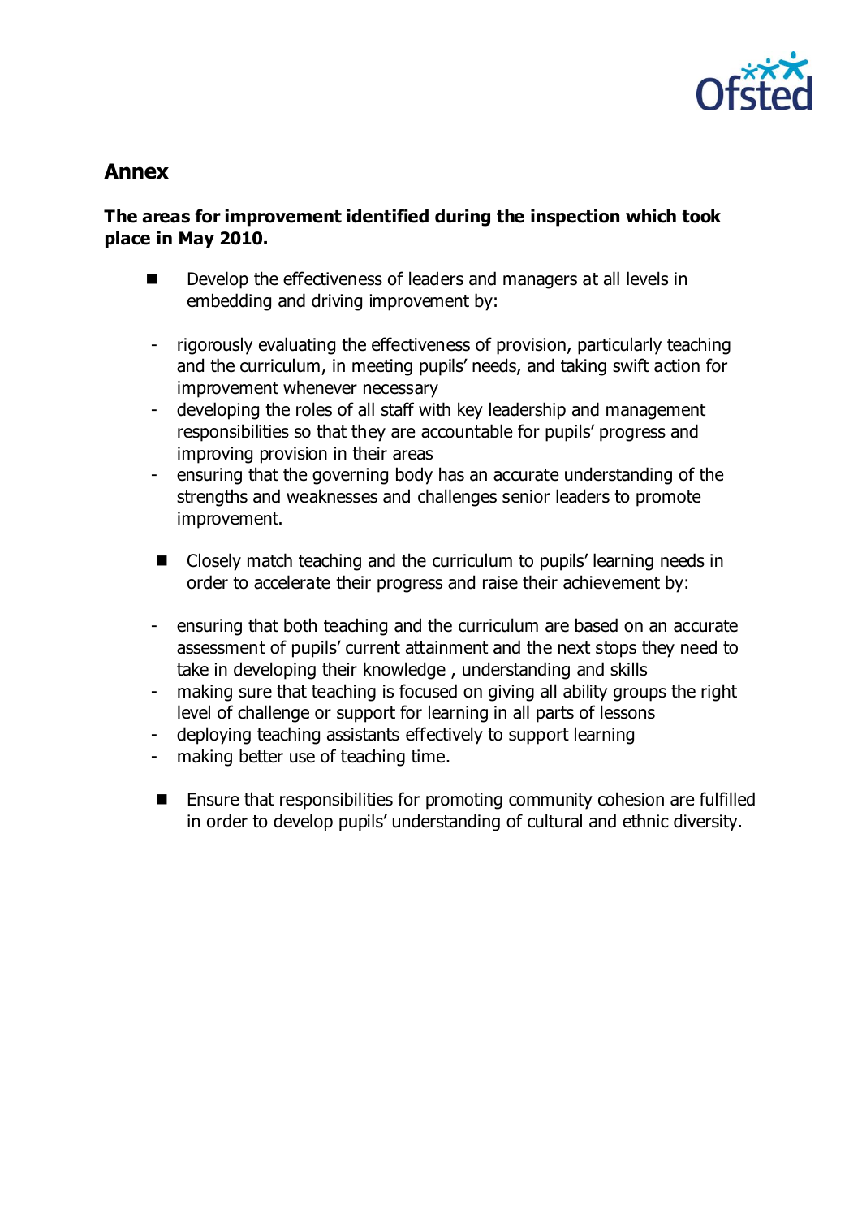## Annex

**The areas for improvement identified during the inspection which took place in May 2010.**

- Develop the effectiveness of leaders and managers at all levels in embedding and driving improvement by:
  - rigorously evaluating the effectiveness of provision, particularly teaching and the curriculum, in meeting pupils' needs, and taking swift action for improvement whenever necessary
  - developing the roles of all staff with key leadership and management responsibilities so that they are accountable for pupils' progress and improving provision in their areas
  - ensuring that the governing body has an accurate understanding of the strengths and weaknesses and challenges senior leaders to promote improvement.

- Closely match teaching and the curriculum to pupils' learning needs in order to accelerate their progress and raise their achievement by:
  - ensuring that both teaching and the curriculum are based on an accurate assessment of pupils' current attainment and the next stops they need to take in developing their knowledge , understanding and skills
  - making sure that teaching is focused on giving all ability groups the right level of challenge or support for learning in all parts of lessons
  - deploying teaching assistants effectively to support learning
  - making better use of teaching time.

- Ensure that responsibilities for promoting community cohesion are fulfilled in order to develop pupils' understanding of cultural and ethnic diversity.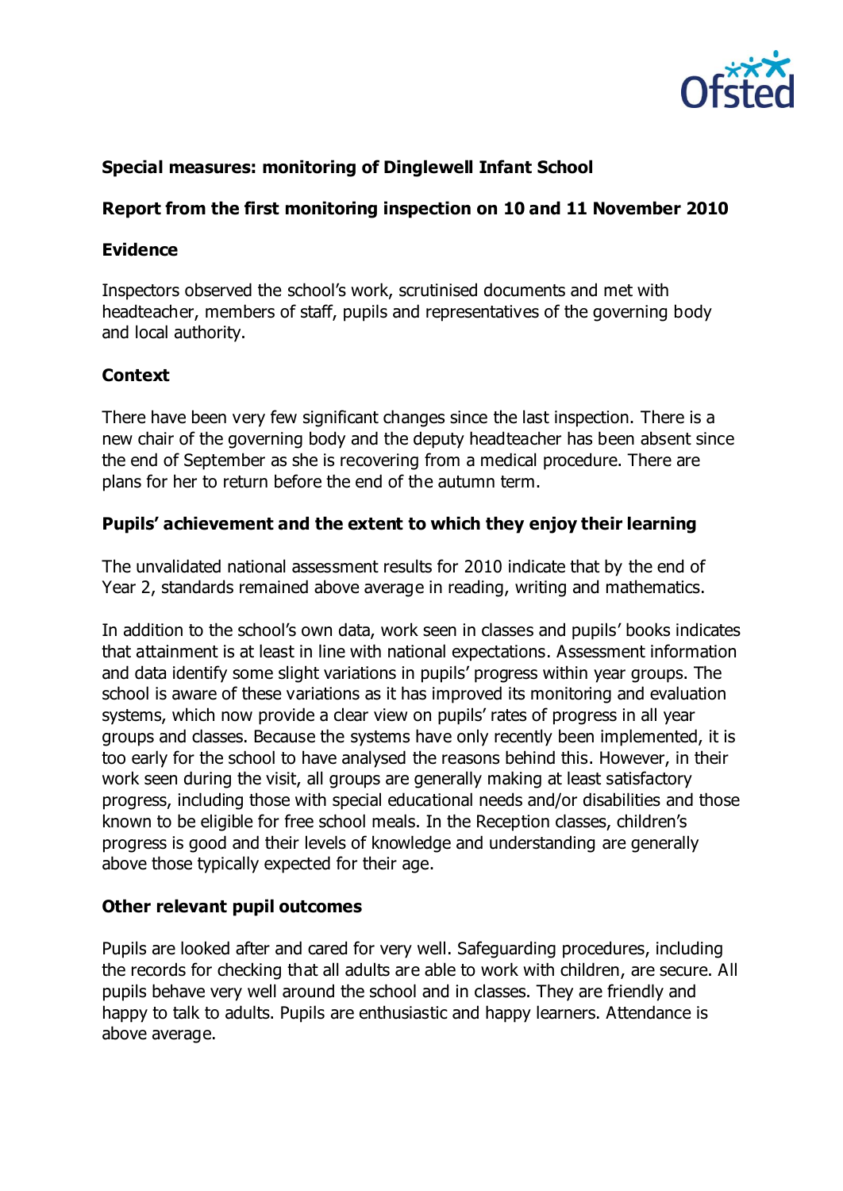**Special measures: monitoring of Dinglewell Infant School**

**Report from the first monitoring inspection on 10 and 11 November 2010**

**Evidence**

Inspectors observed the school's work, scrutinised documents and met with headteacher, members of staff, pupils and representatives of the governing body and local authority.

**Context**

There have been very few significant changes since the last inspection. There is a new chair of the governing body and the deputy headteacher has been absent since the end of September as she is recovering from a medical procedure. There are plans for her to return before the end of the autumn term.

**Pupils' achievement and the extent to which they enjoy their learning**

The unvalidated national assessment results for 2010 indicate that by the end of Year 2, standards remained above average in reading, writing and mathematics.

In addition to the school's own data, work seen in classes and pupils' books indicates that attainment is at least in line with national expectations. Assessment information and data identify some slight variations in pupils' progress within year groups. The school is aware of these variations as it has improved its monitoring and evaluation systems, which now provide a clear view on pupils' rates of progress in all year groups and classes. Because the systems have only recently been implemented, it is too early for the school to have analysed the reasons behind this. However, in their work seen during the visit, all groups are generally making at least satisfactory progress, including those with special educational needs and/or disabilities and those known to be eligible for free school meals. In the Reception classes, children's progress is good and their levels of knowledge and understanding are generally above those typically expected for their age.

**Other relevant pupil outcomes**

Pupils are looked after and cared for very well. Safeguarding procedures, including the records for checking that all adults are able to work with children, are secure. All pupils behave very well around the school and in classes. They are friendly and happy to talk to adults. Pupils are enthusiastic and happy learners. Attendance is above average.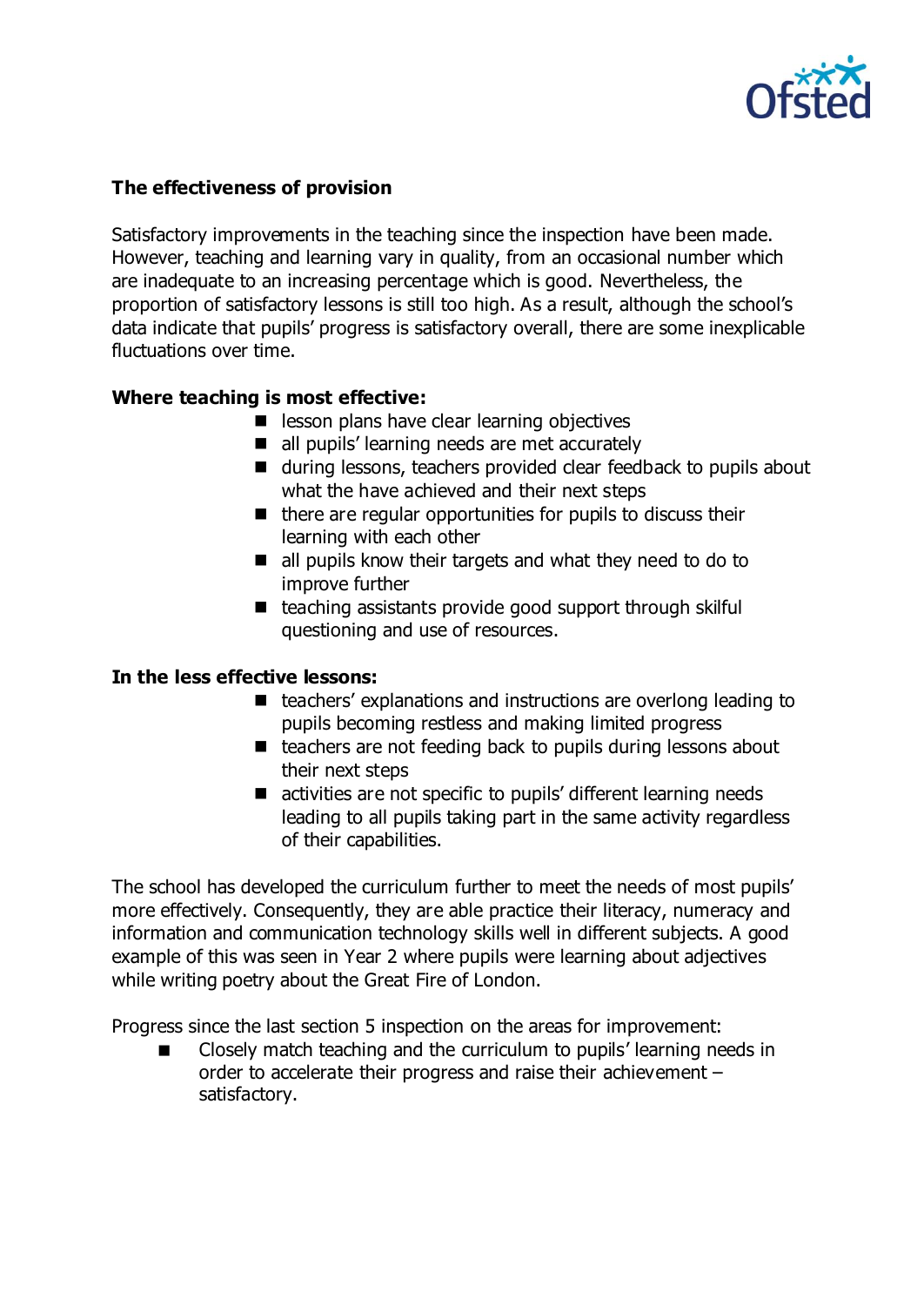## The effectiveness of provision

Satisfactory improvements in the teaching since the inspection have been made. However, teaching and learning vary in quality, from an occasional number which are inadequate to an increasing percentage which is good. Nevertheless, the proportion of satisfactory lessons is still too high. As a result, although the school's data indicate that pupils' progress is satisfactory overall, there are some inexplicable fluctuations over time.

**Where teaching is most effective:**

- lesson plans have clear learning objectives
- all pupils' learning needs are met accurately
- during lessons, teachers provided clear feedback to pupils about what the have achieved and their next steps
- there are regular opportunities for pupils to discuss their learning with each other
- all pupils know their targets and what they need to do to improve further
- teaching assistants provide good support through skilful questioning and use of resources.

**In the less effective lessons:**

- teachers' explanations and instructions are overlong leading to pupils becoming restless and making limited progress
- teachers are not feeding back to pupils during lessons about their next steps
- activities are not specific to pupils' different learning needs leading to all pupils taking part in the same activity regardless of their capabilities.

The school has developed the curriculum further to meet the needs of most pupils' more effectively. Consequently, they are able practice their literacy, numeracy and information and communication technology skills well in different subjects. A good example of this was seen in Year 2 where pupils were learning about adjectives while writing poetry about the Great Fire of London.

Progress since the last section 5 inspection on the areas for improvement:

- Closely match teaching and the curriculum to pupils' learning needs in order to accelerate their progress and raise their achievement – satisfactory.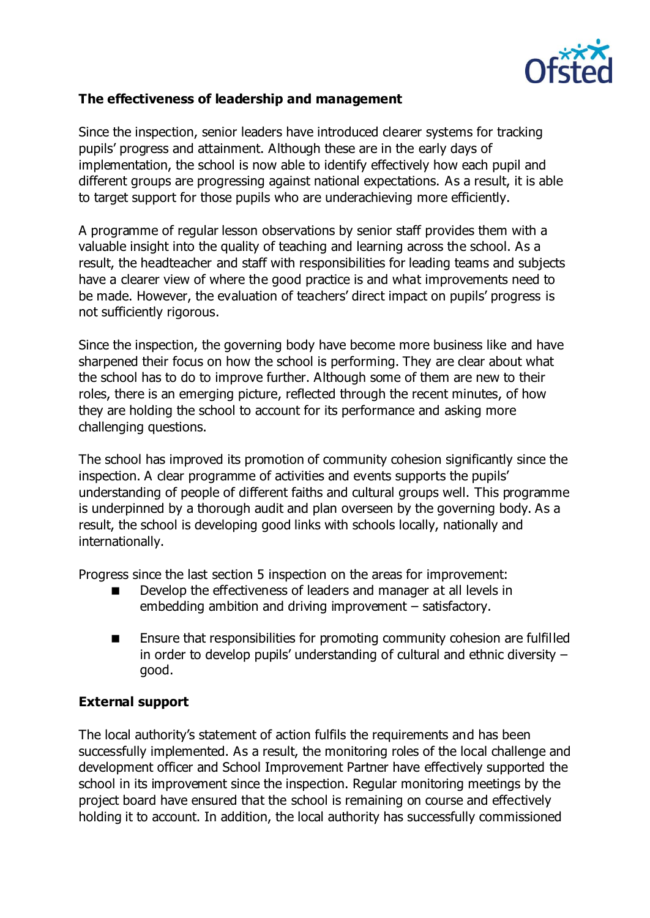**The effectiveness of leadership and management**

Since the inspection, senior leaders have introduced clearer systems for tracking pupils' progress and attainment. Although these are in the early days of implementation, the school is now able to identify effectively how each pupil and different groups are progressing against national expectations. As a result, it is able to target support for those pupils who are underachieving more efficiently.

A programme of regular lesson observations by senior staff provides them with a valuable insight into the quality of teaching and learning across the school. As a result, the headteacher and staff with responsibilities for leading teams and subjects have a clearer view of where the good practice is and what improvements need to be made. However, the evaluation of teachers' direct impact on pupils' progress is not sufficiently rigorous.

Since the inspection, the governing body have become more business like and have sharpened their focus on how the school is performing. They are clear about what the school has to do to improve further. Although some of them are new to their roles, there is an emerging picture, reflected through the recent minutes, of how they are holding the school to account for its performance and asking more challenging questions.

The school has improved its promotion of community cohesion significantly since the inspection. A clear programme of activities and events supports the pupils' understanding of people of different faiths and cultural groups well. This programme is underpinned by a thorough audit and plan overseen by the governing body. As a result, the school is developing good links with schools locally, nationally and internationally.

Progress since the last section 5 inspection on the areas for improvement:

- Develop the effectiveness of leaders and manager at all levels in embedding ambition and driving improvement – satisfactory.
- Ensure that responsibilities for promoting community cohesion are fulfilled in order to develop pupils' understanding of cultural and ethnic diversity – good.

**External support**

The local authority's statement of action fulfils the requirements and has been successfully implemented. As a result, the monitoring roles of the local challenge and development officer and School Improvement Partner have effectively supported the school in its improvement since the inspection. Regular monitoring meetings by the project board have ensured that the school is remaining on course and effectively holding it to account. In addition, the local authority has successfully commissioned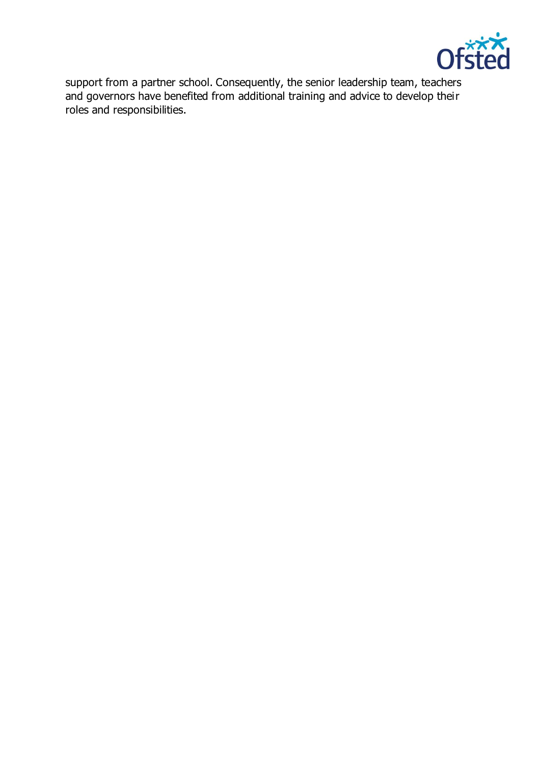support from a partner school. Consequently, the senior leadership team, teachers and governors have benefited from additional training and advice to develop their roles and responsibilities.